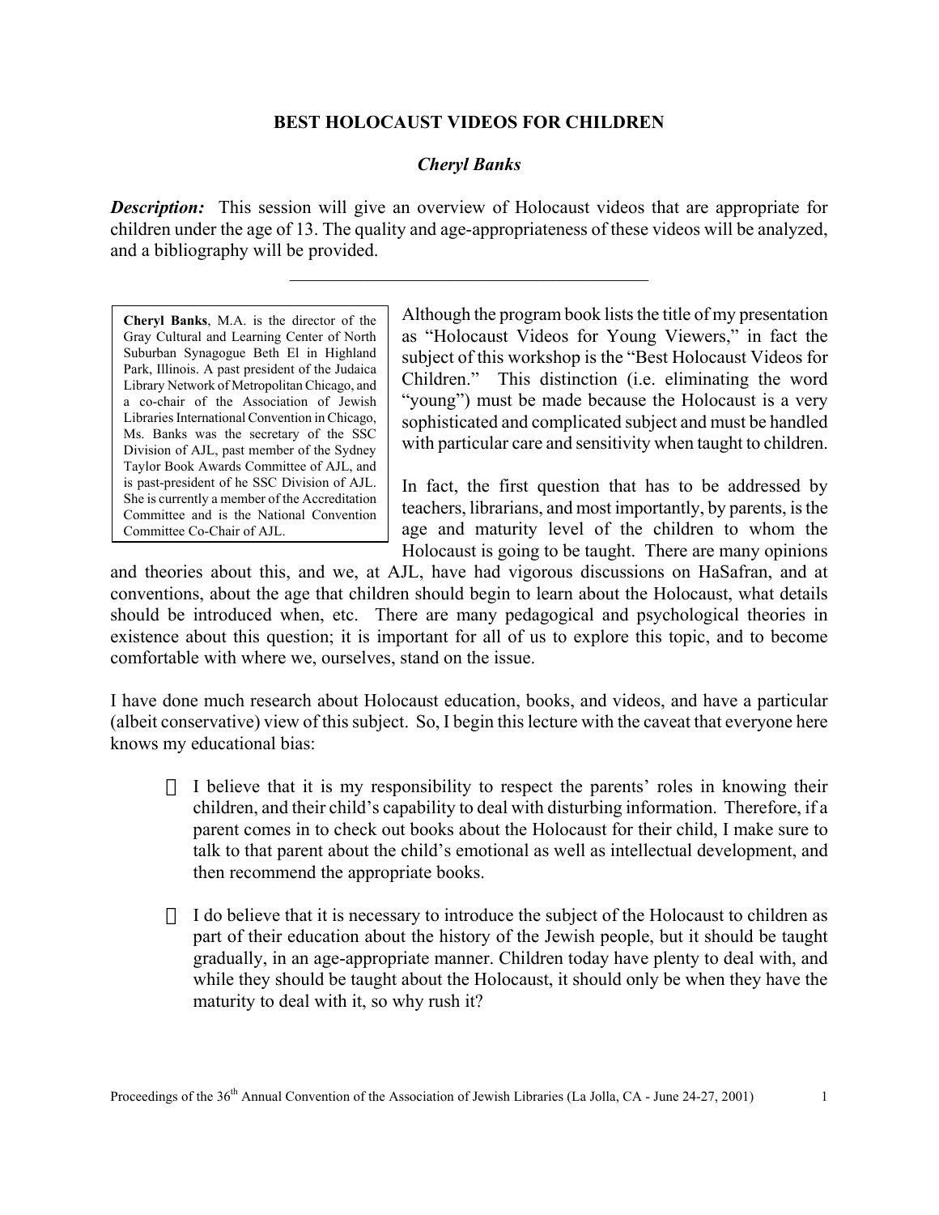# BEST HOLOCAUST VIDEOS FOR CHILDREN

***Cheryl Banks***

***Description:*** This session will give an overview of Holocaust videos that are appropriate for children under the age of 13. The quality and age-appropriateness of these videos will be analyzed, and a bibliography will be provided.

---

**Cheryl Banks**, M.A. is the director of the Gray Cultural and Learning Center of North Suburban Synagogue Beth El in Highland Park, Illinois. A past president of the Judaica Library Network of Metropolitan Chicago, and a co-chair of the Association of Jewish Libraries International Convention in Chicago, Ms. Banks was the secretary of the SSC Division of AJL, past member of the Sydney Taylor Book Awards Committee of AJL, and is past-president of he SSC Division of AJL. She is currently a member of the Accreditation Committee and is the National Convention Committee Co-Chair of AJL.

Although the program book lists the title of my presentation as "Holocaust Videos for Young Viewers," in fact the subject of this workshop is the "Best Holocaust Videos for Children." This distinction (i.e. eliminating the word "young") must be made because the Holocaust is a very sophisticated and complicated subject and must be handled with particular care and sensitivity when taught to children.

In fact, the first question that has to be addressed by teachers, librarians, and most importantly, by parents, is the age and maturity level of the children to whom the Holocaust is going to be taught. There are many opinions and theories about this, and we, at AJL, have had vigorous discussions on HaSafran, and at conventions, about the age that children should begin to learn about the Holocaust, what details should be introduced when, etc. There are many pedagogical and psychological theories in existence about this question; it is important for all of us to explore this topic, and to become comfortable with where we, ourselves, stand on the issue.

I have done much research about Holocaust education, books, and videos, and have a particular (albeit conservative) view of this subject. So, I begin this lecture with the caveat that everyone here knows my educational bias:

- I believe that it is my responsibility to respect the parents' roles in knowing their children, and their child's capability to deal with disturbing information. Therefore, if a parent comes in to check out books about the Holocaust for their child, I make sure to talk to that parent about the child's emotional as well as intellectual development, and then recommend the appropriate books.

- I do believe that it is necessary to introduce the subject of the Holocaust to children as part of their education about the history of the Jewish people, but it should be taught gradually, in an age-appropriate manner. Children today have plenty to deal with, and while they should be taught about the Holocaust, it should only be when they have the maturity to deal with it, so why rush it?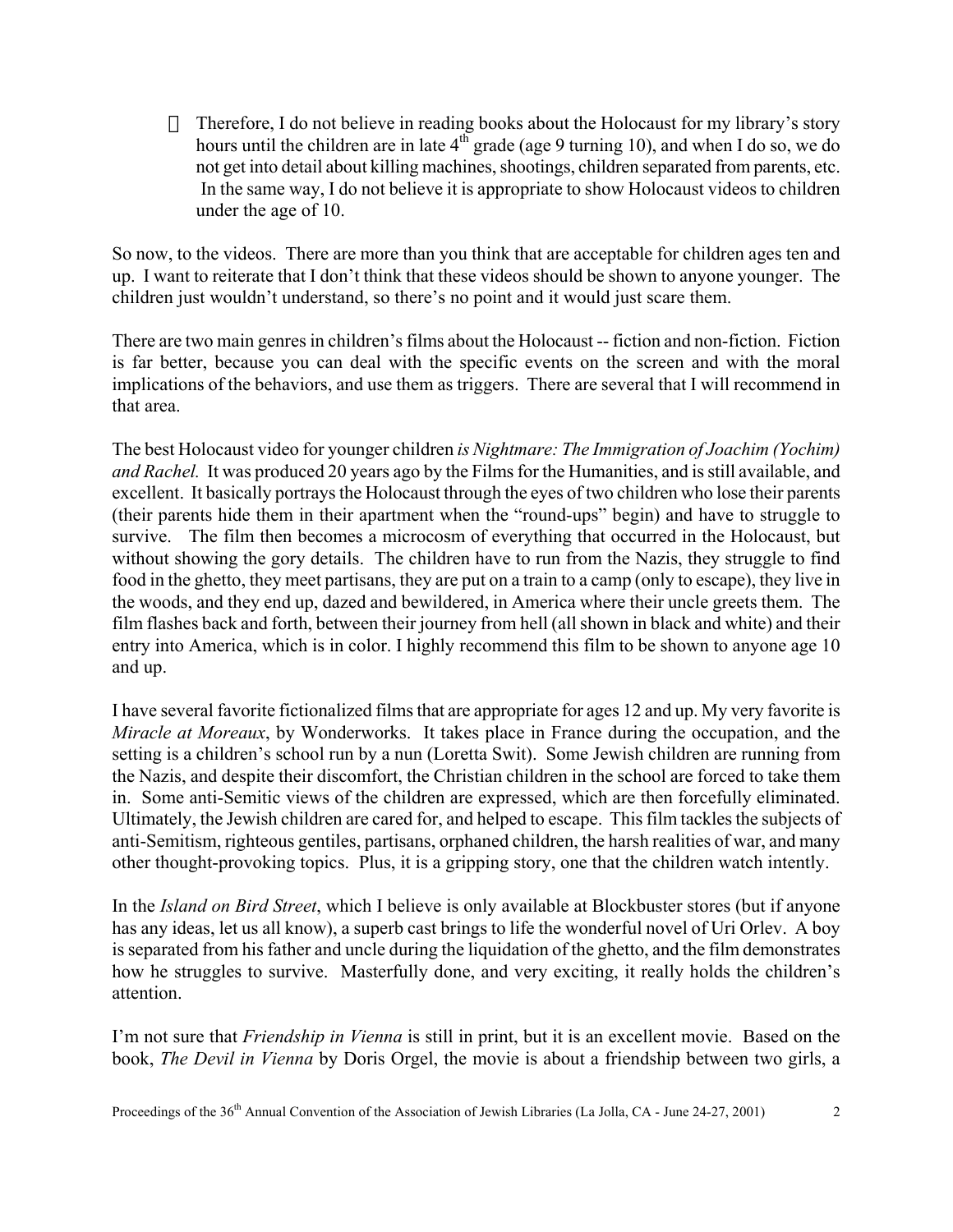- Therefore, I do not believe in reading books about the Holocaust for my library's story hours until the children are in late 4th grade (age 9 turning 10), and when I do so, we do not get into detail about killing machines, shootings, children separated from parents, etc. In the same way, I do not believe it is appropriate to show Holocaust videos to children under the age of 10.

So now, to the videos. There are more than you think that are acceptable for children ages ten and up. I want to reiterate that I don't think that these videos should be shown to anyone younger. The children just wouldn't understand, so there's no point and it would just scare them.

There are two main genres in children's films about the Holocaust -- fiction and non-fiction. Fiction is far better, because you can deal with the specific events on the screen and with the moral implications of the behaviors, and use them as triggers. There are several that I will recommend in that area.

The best Holocaust video for younger children *is Nightmare: The Immigration of Joachim (Yochim) and Rachel.* It was produced 20 years ago by the Films for the Humanities, and is still available, and excellent. It basically portrays the Holocaust through the eyes of two children who lose their parents (their parents hide them in their apartment when the "round-ups" begin) and have to struggle to survive. The film then becomes a microcosm of everything that occurred in the Holocaust, but without showing the gory details. The children have to run from the Nazis, they struggle to find food in the ghetto, they meet partisans, they are put on a train to a camp (only to escape), they live in the woods, and they end up, dazed and bewildered, in America where their uncle greets them. The film flashes back and forth, between their journey from hell (all shown in black and white) and their entry into America, which is in color. I highly recommend this film to be shown to anyone age 10 and up.

I have several favorite fictionalized films that are appropriate for ages 12 and up. My very favorite is *Miracle at Moreaux*, by Wonderworks. It takes place in France during the occupation, and the setting is a children's school run by a nun (Loretta Swit). Some Jewish children are running from the Nazis, and despite their discomfort, the Christian children in the school are forced to take them in. Some anti-Semitic views of the children are expressed, which are then forcefully eliminated. Ultimately, the Jewish children are cared for, and helped to escape. This film tackles the subjects of anti-Semitism, righteous gentiles, partisans, orphaned children, the harsh realities of war, and many other thought-provoking topics. Plus, it is a gripping story, one that the children watch intently.

In the *Island on Bird Street*, which I believe is only available at Blockbuster stores (but if anyone has any ideas, let us all know), a superb cast brings to life the wonderful novel of Uri Orlev. A boy is separated from his father and uncle during the liquidation of the ghetto, and the film demonstrates how he struggles to survive. Masterfully done, and very exciting, it really holds the children's attention.

I'm not sure that *Friendship in Vienna* is still in print, but it is an excellent movie. Based on the book, *The Devil in Vienna* by Doris Orgel, the movie is about a friendship between two girls, a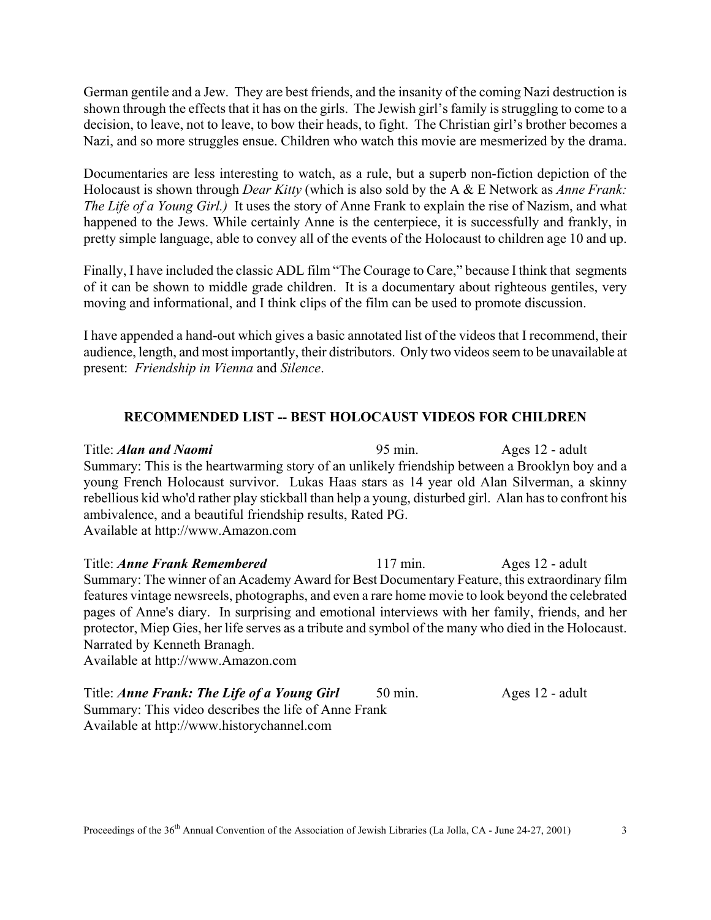German gentile and a Jew. They are best friends, and the insanity of the coming Nazi destruction is shown through the effects that it has on the girls. The Jewish girl's family is struggling to come to a decision, to leave, not to leave, to bow their heads, to fight. The Christian girl's brother becomes a Nazi, and so more struggles ensue. Children who watch this movie are mesmerized by the drama.

Documentaries are less interesting to watch, as a rule, but a superb non-fiction depiction of the Holocaust is shown through *Dear Kitty* (which is also sold by the A & E Network as *Anne Frank: The Life of a Young Girl.)* It uses the story of Anne Frank to explain the rise of Nazism, and what happened to the Jews. While certainly Anne is the centerpiece, it is successfully and frankly, in pretty simple language, able to convey all of the events of the Holocaust to children age 10 and up.

Finally, I have included the classic ADL film "The Courage to Care," because I think that segments of it can be shown to middle grade children. It is a documentary about righteous gentiles, very moving and informational, and I think clips of the film can be used to promote discussion.

I have appended a hand-out which gives a basic annotated list of the videos that I recommend, their audience, length, and most importantly, their distributors. Only two videos seem to be unavailable at present: *Friendship in Vienna* and *Silence*.

## RECOMMENDED LIST -- BEST HOLOCAUST VIDEOS FOR CHILDREN

Title: ***Alan and Naomi*** 95 min. Ages 12 - adult
Summary: This is the heartwarming story of an unlikely friendship between a Brooklyn boy and a young French Holocaust survivor. Lukas Haas stars as 14 year old Alan Silverman, a skinny rebellious kid who'd rather play stickball than help a young, disturbed girl. Alan has to confront his ambivalence, and a beautiful friendship results, Rated PG.
Available at http://www.Amazon.com

Title: ***Anne Frank Remembered*** 117 min. Ages 12 - adult
Summary: The winner of an Academy Award for Best Documentary Feature, this extraordinary film features vintage newsreels, photographs, and even a rare home movie to look beyond the celebrated pages of Anne's diary. In surprising and emotional interviews with her family, friends, and her protector, Miep Gies, her life serves as a tribute and symbol of the many who died in the Holocaust. Narrated by Kenneth Branagh.
Available at http://www.Amazon.com

Title: ***Anne Frank: The Life of a Young Girl*** 50 min. Ages 12 - adult
Summary: This video describes the life of Anne Frank
Available at http://www.historychannel.com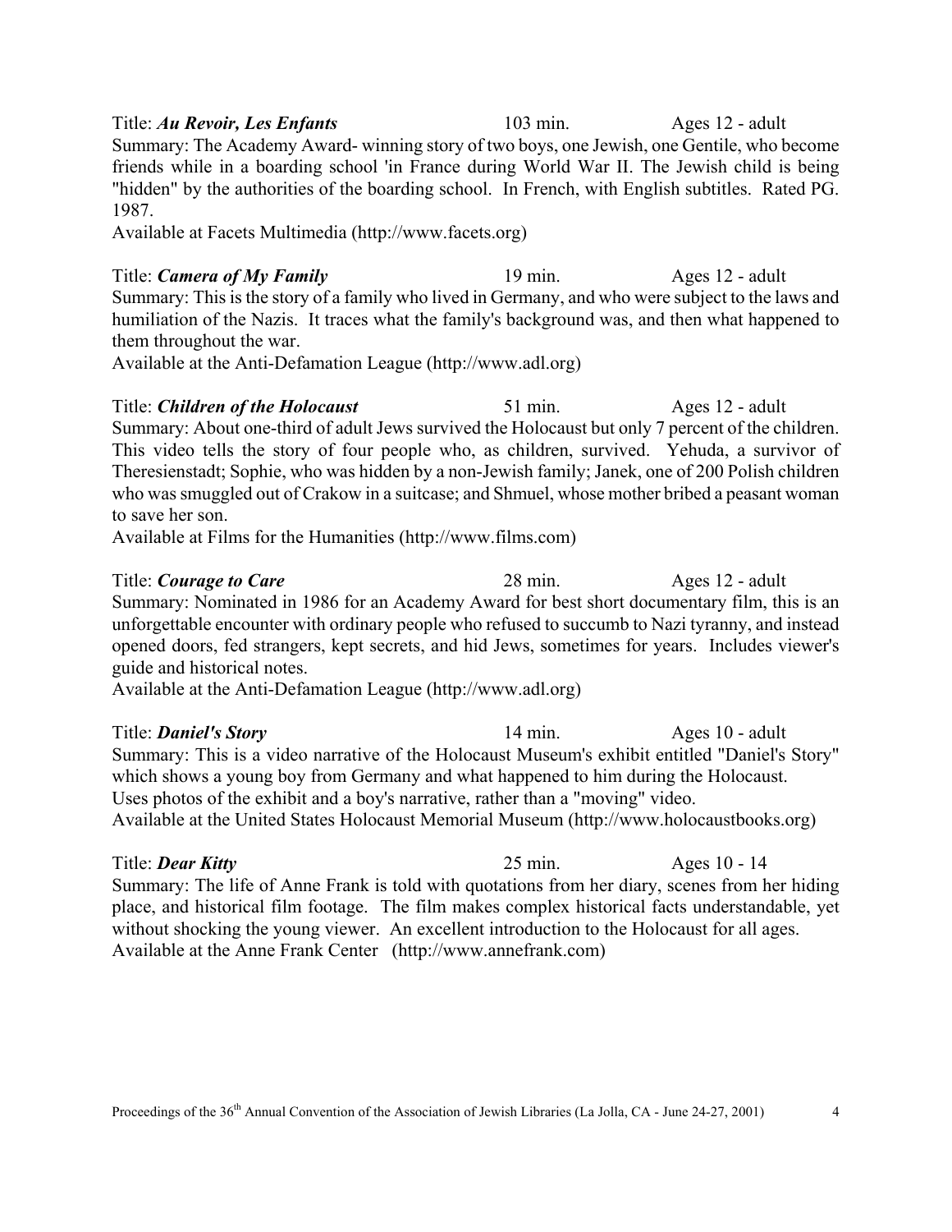Title: ***Au Revoir, Les Enfants*** 103 min. Ages 12 - adult
Summary: The Academy Award- winning story of two boys, one Jewish, one Gentile, who become friends while in a boarding school 'in France during World War II. The Jewish child is being "hidden" by the authorities of the boarding school. In French, with English subtitles. Rated PG. 1987.
Available at Facets Multimedia (http://www.facets.org)

Title: ***Camera of My Family*** 19 min. Ages 12 - adult
Summary: This is the story of a family who lived in Germany, and who were subject to the laws and humiliation of the Nazis. It traces what the family's background was, and then what happened to them throughout the war.
Available at the Anti-Defamation League (http://www.adl.org)

Title: ***Children of the Holocaust*** 51 min. Ages 12 - adult
Summary: About one-third of adult Jews survived the Holocaust but only 7 percent of the children. This video tells the story of four people who, as children, survived. Yehuda, a survivor of Theresienstadt; Sophie, who was hidden by a non-Jewish family; Janek, one of 200 Polish children who was smuggled out of Crakow in a suitcase; and Shmuel, whose mother bribed a peasant woman to save her son.
Available at Films for the Humanities (http://www.films.com)

Title: ***Courage to Care*** 28 min. Ages 12 - adult
Summary: Nominated in 1986 for an Academy Award for best short documentary film, this is an unforgettable encounter with ordinary people who refused to succumb to Nazi tyranny, and instead opened doors, fed strangers, kept secrets, and hid Jews, sometimes for years. Includes viewer's guide and historical notes.
Available at the Anti-Defamation League (http://www.adl.org)

Title: ***Daniel's Story*** 14 min. Ages 10 - adult
Summary: This is a video narrative of the Holocaust Museum's exhibit entitled "Daniel's Story" which shows a young boy from Germany and what happened to him during the Holocaust.
Uses photos of the exhibit and a boy's narrative, rather than a "moving" video.
Available at the United States Holocaust Memorial Museum (http://www.holocaustbooks.org)

Title: ***Dear Kitty*** 25 min. Ages 10 - 14
Summary: The life of Anne Frank is told with quotations from her diary, scenes from her hiding place, and historical film footage. The film makes complex historical facts understandable, yet without shocking the young viewer. An excellent introduction to the Holocaust for all ages.
Available at the Anne Frank Center (http://www.annefrank.com)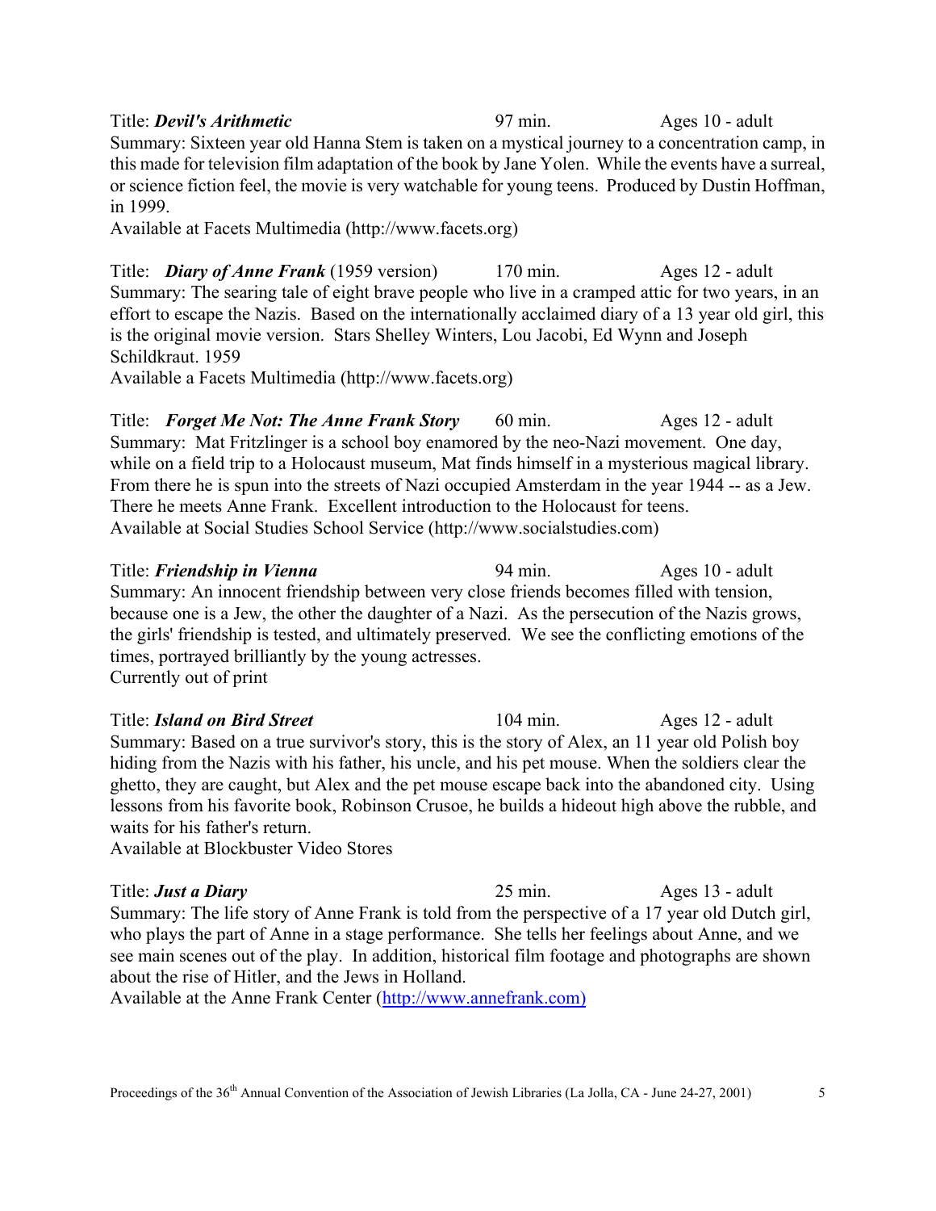Title: ***Devil's Arithmetic*** 97 min. Ages 10 - adult
Summary: Sixteen year old Hanna Stem is taken on a mystical journey to a concentration camp, in this made for television film adaptation of the book by Jane Yolen. While the events have a surreal, or science fiction feel, the movie is very watchable for young teens. Produced by Dustin Hoffman, in 1999.
Available at Facets Multimedia (http://www.facets.org)

Title: ***Diary of Anne Frank*** (1959 version) 170 min. Ages 12 - adult
Summary: The searing tale of eight brave people who live in a cramped attic for two years, in an effort to escape the Nazis. Based on the internationally acclaimed diary of a 13 year old girl, this is the original movie version. Stars Shelley Winters, Lou Jacobi, Ed Wynn and Joseph Schildkraut. 1959
Available a Facets Multimedia (http://www.facets.org)

Title: ***Forget Me Not: The Anne Frank Story*** 60 min. Ages 12 - adult
Summary: Mat Fritzlinger is a school boy enamored by the neo-Nazi movement. One day, while on a field trip to a Holocaust museum, Mat finds himself in a mysterious magical library. From there he is spun into the streets of Nazi occupied Amsterdam in the year 1944 -- as a Jew. There he meets Anne Frank. Excellent introduction to the Holocaust for teens.
Available at Social Studies School Service (http://www.socialstudies.com)

Title: ***Friendship in Vienna*** 94 min. Ages 10 - adult
Summary: An innocent friendship between very close friends becomes filled with tension, because one is a Jew, the other the daughter of a Nazi. As the persecution of the Nazis grows, the girls' friendship is tested, and ultimately preserved. We see the conflicting emotions of the times, portrayed brilliantly by the young actresses.
Currently out of print

Title: ***Island on Bird Street*** 104 min. Ages 12 - adult
Summary: Based on a true survivor's story, this is the story of Alex, an 11 year old Polish boy hiding from the Nazis with his father, his uncle, and his pet mouse. When the soldiers clear the ghetto, they are caught, but Alex and the pet mouse escape back into the abandoned city. Using lessons from his favorite book, Robinson Crusoe, he builds a hideout high above the rubble, and waits for his father's return.
Available at Blockbuster Video Stores

Title: ***Just a Diary*** 25 min. Ages 13 - adult
Summary: The life story of Anne Frank is told from the perspective of a 17 year old Dutch girl, who plays the part of Anne in a stage performance. She tells her feelings about Anne, and we see main scenes out of the play. In addition, historical film footage and photographs are shown about the rise of Hitler, and the Jews in Holland.
Available at the Anne Frank Center (http://www.annefrank.com)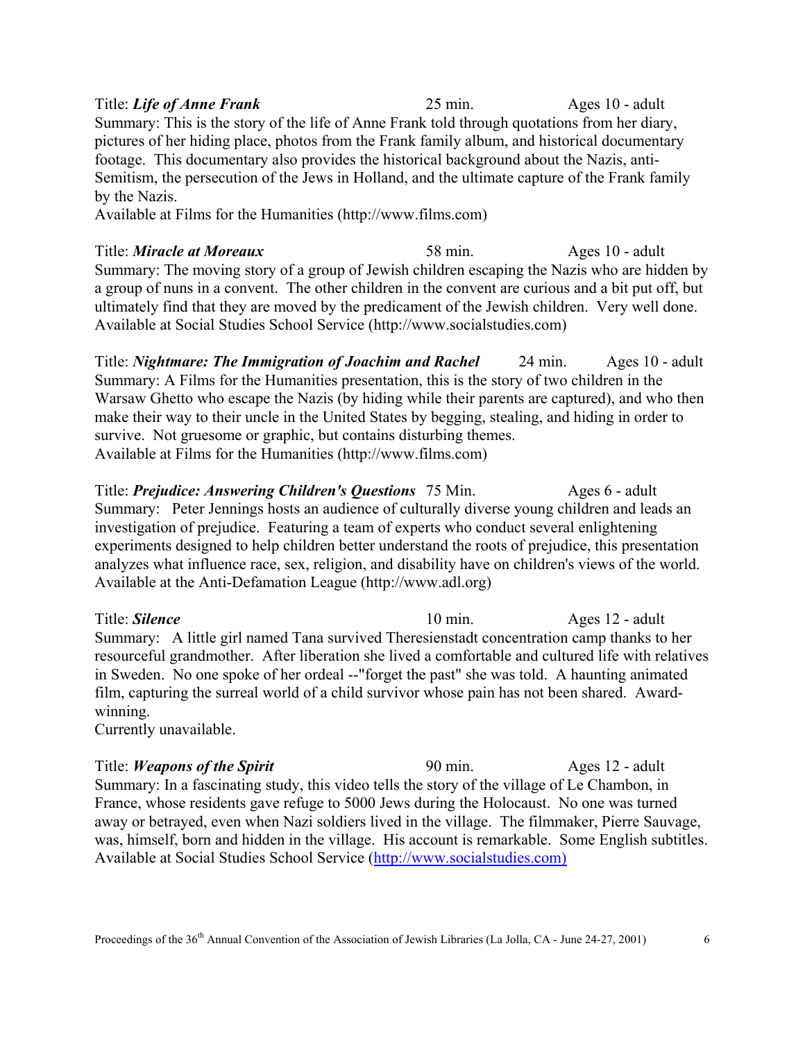Title: ***Life of Anne Frank*** 25 min. Ages 10 - adult
Summary: This is the story of the life of Anne Frank told through quotations from her diary, pictures of her hiding place, photos from the Frank family album, and historical documentary footage. This documentary also provides the historical background about the Nazis, anti-Semitism, the persecution of the Jews in Holland, and the ultimate capture of the Frank family by the Nazis.
Available at Films for the Humanities (http://www.films.com)

Title: ***Miracle at Moreaux*** 58 min. Ages 10 - adult
Summary: The moving story of a group of Jewish children escaping the Nazis who are hidden by a group of nuns in a convent. The other children in the convent are curious and a bit put off, but ultimately find that they are moved by the predicament of the Jewish children. Very well done.
Available at Social Studies School Service (http://www.socialstudies.com)

Title: ***Nightmare: The Immigration of Joachim and Rachel*** 24 min. Ages 10 - adult
Summary: A Films for the Humanities presentation, this is the story of two children in the Warsaw Ghetto who escape the Nazis (by hiding while their parents are captured), and who then make their way to their uncle in the United States by begging, stealing, and hiding in order to survive. Not gruesome or graphic, but contains disturbing themes.
Available at Films for the Humanities (http://www.films.com)

Title: ***Prejudice: Answering Children's Questions*** 75 Min. Ages 6 - adult
Summary: Peter Jennings hosts an audience of culturally diverse young children and leads an investigation of prejudice. Featuring a team of experts who conduct several enlightening experiments designed to help children better understand the roots of prejudice, this presentation analyzes what influence race, sex, religion, and disability have on children's views of the world.
Available at the Anti-Defamation League (http://www.adl.org)

Title: ***Silence*** 10 min. Ages 12 - adult
Summary: A little girl named Tana survived Theresienstadt concentration camp thanks to her resourceful grandmother. After liberation she lived a comfortable and cultured life with relatives in Sweden. No one spoke of her ordeal --"forget the past" she was told. A haunting animated film, capturing the surreal world of a child survivor whose pain has not been shared. Award-winning.
Currently unavailable.

Title: ***Weapons of the Spirit*** 90 min. Ages 12 - adult
Summary: In a fascinating study, this video tells the story of the village of Le Chambon, in France, whose residents gave refuge to 5000 Jews during the Holocaust. No one was turned away or betrayed, even when Nazi soldiers lived in the village. The filmmaker, Pierre Sauvage, was, himself, born and hidden in the village. His account is remarkable. Some English subtitles.
Available at Social Studies School Service (http://www.socialstudies.com)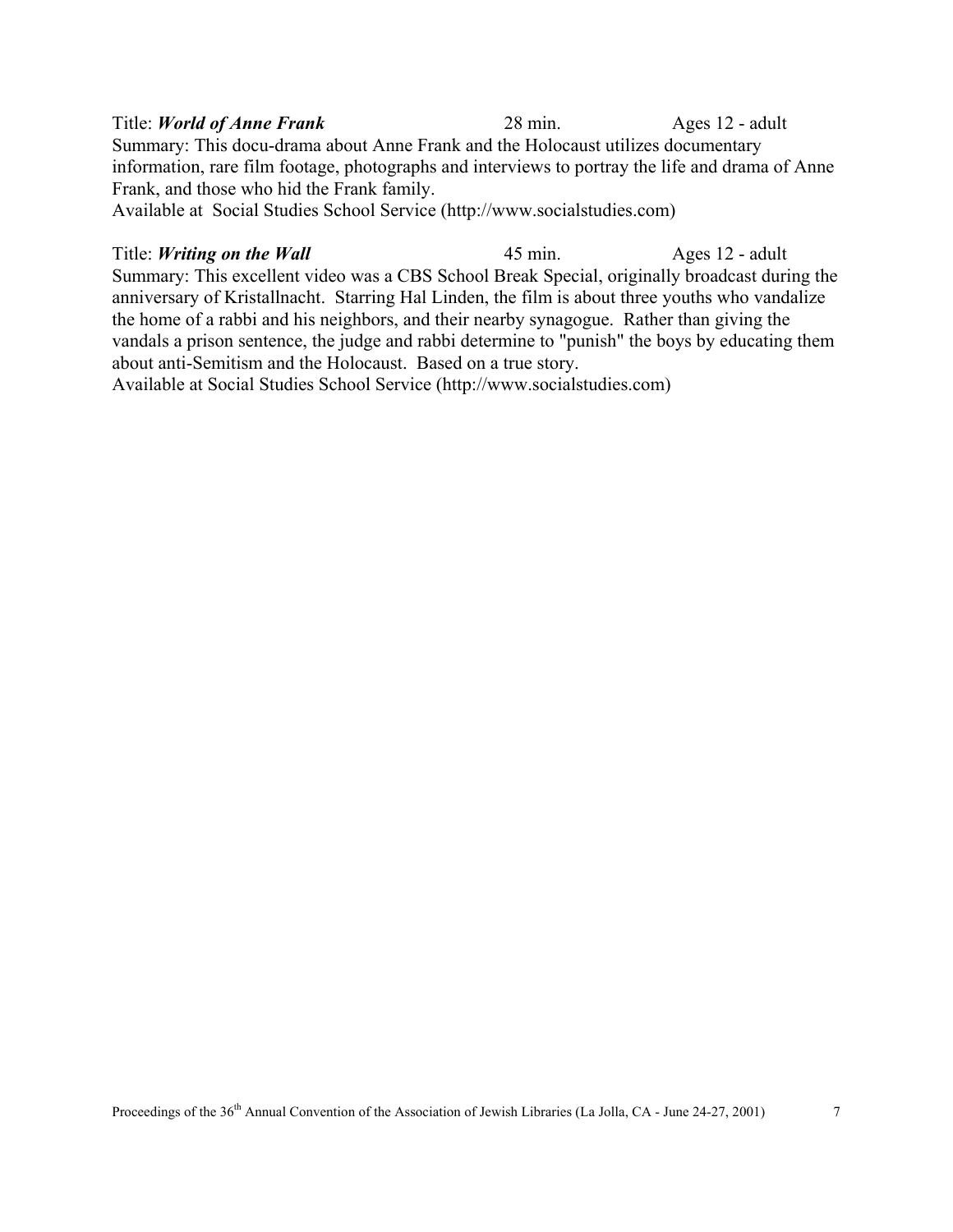Title: ***World of Anne Frank*** 28 min. Ages 12 - adult
Summary: This docu-drama about Anne Frank and the Holocaust utilizes documentary information, rare film footage, photographs and interviews to portray the life and drama of Anne Frank, and those who hid the Frank family.
Available at Social Studies School Service (http://www.socialstudies.com)

Title: ***Writing on the Wall*** 45 min. Ages 12 - adult
Summary: This excellent video was a CBS School Break Special, originally broadcast during the anniversary of Kristallnacht. Starring Hal Linden, the film is about three youths who vandalize the home of a rabbi and his neighbors, and their nearby synagogue. Rather than giving the vandals a prison sentence, the judge and rabbi determine to "punish" the boys by educating them about anti-Semitism and the Holocaust. Based on a true story.
Available at Social Studies School Service (http://www.socialstudies.com)